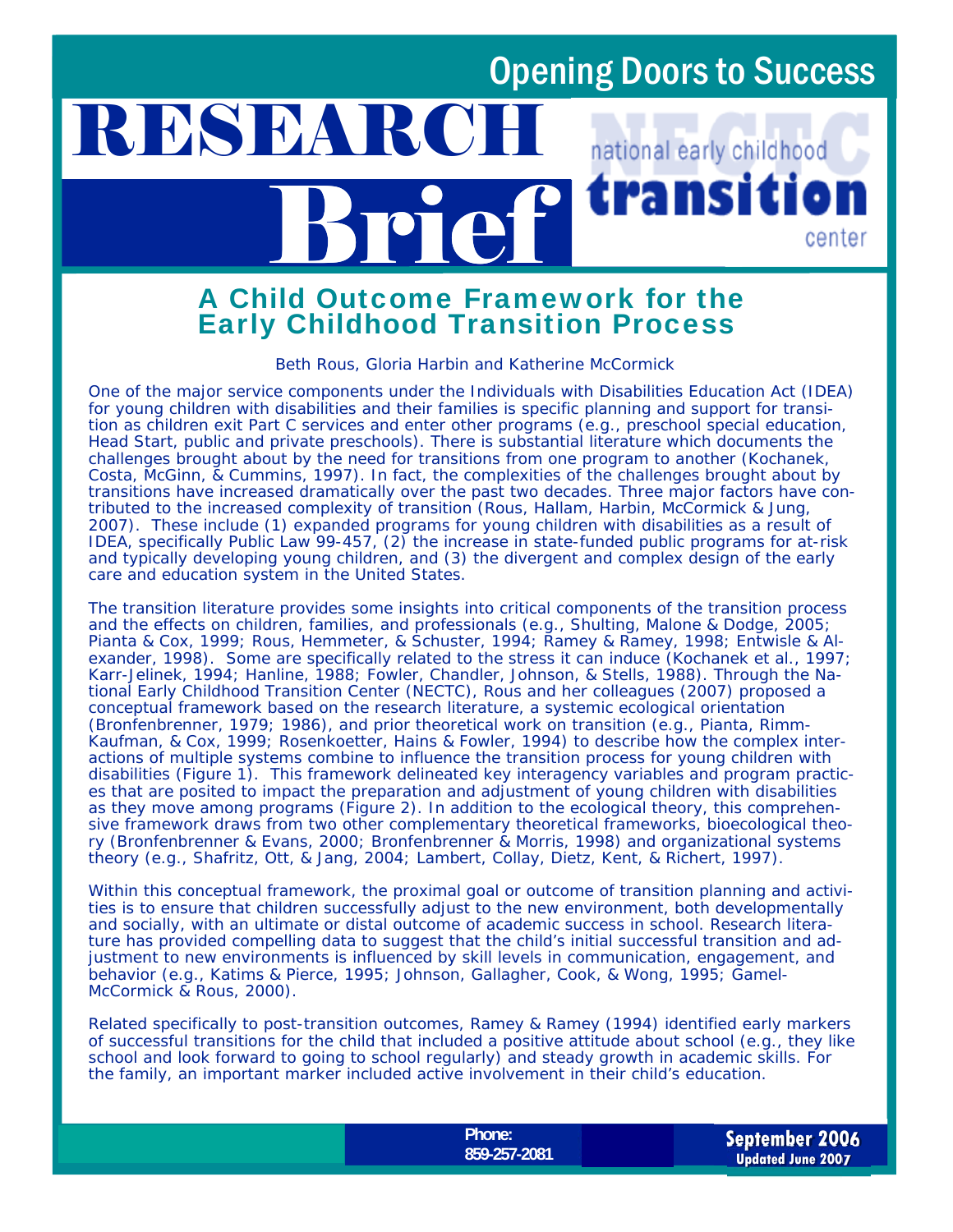# Opening Doors to Success

# RESEARCH Brief

national early childhood **transition** center

## A Child Outcome Framework for the Early Childhood Transition Process

Beth Rous, Gloria Harbin and Katherine McCormick

One of the major service components under the Individuals with Disabilities Education Act (IDEA) for young children with disabilities and their families is specific planning and support for transition as children exit Part C services and enter other programs (e.g., preschool special education, Head Start, public and private preschools). There is substantial literature which documents the challenges brought about by the need for transitions from one program to another (Kochanek, Costa, McGinn, & Cummins, 1997). In fact, the complexities of the challenges brought about by transitions have increased dramatically over the past two decades. Three major factors have contributed to the increased complexity of transition (Rous, Hallam, Harbin, McCormick & Jung, 2007). These include (1) expanded programs for young children with disabilities as a result of IDEA, specifically Public Law 99-457, (2) the increase in state-funded public programs for at-risk and typically developing young children, and (3) the divergent and complex design of the early care and education system in the United States.

The transition literature provides some insights into critical components of the transition process and the effects on children, families, and professionals (e.g., Shulting, Malone & Dodge, 2005; Pianta & Cox, 1999; Rous, Hemmeter, & Schuster, 1994; Ramey & Ramey, 1998; Entwisle & Alexander, 1998). Some are specifically related to the stress it can induce (Kochanek et al., 1997; Karr-Jelinek, 1994; Hanline, 1988; Fowler, Chandler, Johnson, & Stells, 1988). Through the National Early Childhood Transition Center (NECTC), Rous and her colleagues (2007) proposed a conceptual framework based on the research literature, a systemic ecological orientation (Bronfenbrenner, 1979; 1986), and prior theoretical work on transition (e.g., Pianta, Rimm-Kaufman, & Cox, 1999; Rosenkoetter, Hains & Fowler, 1994) to describe how the complex interactions of multiple systems combine to influence the transition process for young children with disabilities (Figure 1). This framework delineated key interagency variables and program practices that are posited to impact the preparation and adjustment of young children with disabilities as they move among programs (Figure 2). In addition to the ecological theory, this comprehensive framework draws from two other complementary theoretical frameworks, bioecological theory (Bronfenbrenner & Evans, 2000; Bronfenbrenner & Morris, 1998) and organizational systems theory (e.g., Shafritz, Ott, & Jang, 2004; Lambert, Collay, Dietz, Kent, & Richert, 1997).

Within this conceptual framework, the proximal goal or outcome of transition planning and activities is to ensure that children successfully adjust to the new environment, both developmentally and socially, with an ultimate or distal outcome of academic success in school. Research literature has provided compelling data to suggest that the child's initial successful transition and adjustment to new environments is influenced by skill levels in communication, engagement, and behavior (e.g., Katims & Pierce, 1995; Johnson, Gallagher, Cook, & Wong, 1995; Gamel-McCormick & Rous, 2000).

Related specifically to post-transition outcomes, Ramey & Ramey (1994) identified early markers of successful transitions for the child that included a positive attitude about school (e.g., they like school and look forward to going to school regularly) and steady growth in academic skills. For the family, an important marker included active involvement in their child's education.

Phone: 859-257-2081

September 2006
Updated June 2007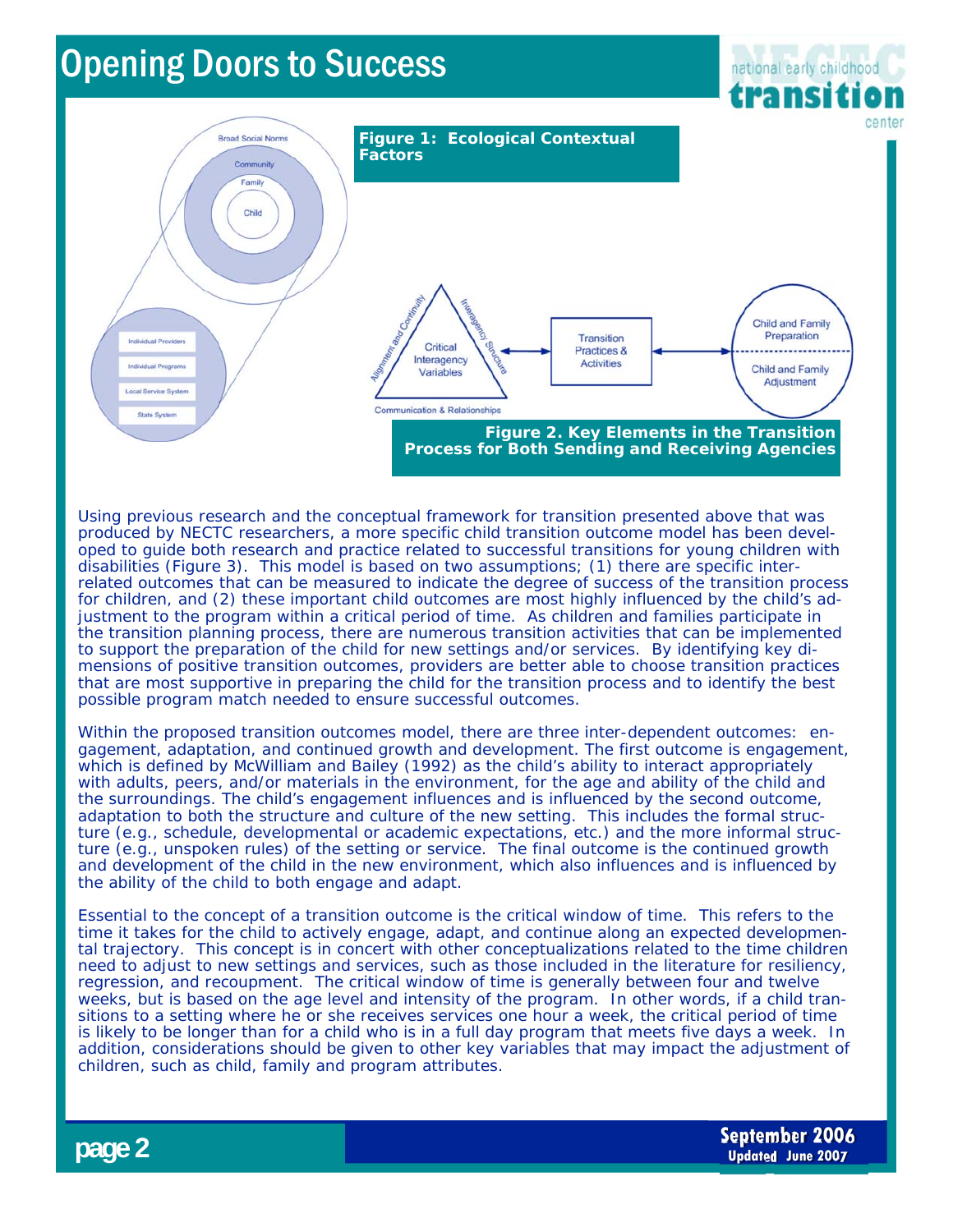# Opening Doors to Success

**Figure 1: Ecological Contextual Factors**

**Figure 2. Key Elements in the Transition Process for Both Sending and Receiving Agencies**

Using previous research and the conceptual framework for transition presented above that was produced by NECTC researchers, a more specific child transition outcome model has been developed to guide both research and practice related to successful transitions for young children with disabilities (Figure 3). This model is based on two assumptions; (1) there are specific interrelated outcomes that can be measured to indicate the degree of success of the transition process for children, and (2) these important child outcomes are most highly influenced by the child's adjustment to the program within a critical period of time. As children and families participate in the transition planning process, there are numerous transition activities that can be implemented to support the preparation of the child for new settings and/or services. By identifying key dimensions of positive transition outcomes, providers are better able to choose transition practices that are most supportive in preparing the child for the transition process and to identify the best possible program match needed to ensure successful outcomes.

Within the proposed transition outcomes model, there are three inter-dependent outcomes: engagement, adaptation, and continued growth and development. The first outcome is engagement, which is defined by McWilliam and Bailey (1992) as the child's ability to interact appropriately with adults, peers, and/or materials in the environment, for the age and ability of the child and the surroundings. The child's engagement influences and is influenced by the second outcome, adaptation to both the structure and culture of the new setting. This includes the formal structure (e.g., schedule, developmental or academic expectations, etc.) and the more informal structure (e.g., unspoken rules) of the setting or service. The final outcome is the continued growth and development of the child in the new environment, which also influences and is influenced by the ability of the child to both engage and adapt.

Essential to the concept of a transition outcome is the critical window of time. This refers to the time it takes for the child to actively engage, adapt, and continue along an expected developmental trajectory. This concept is in concert with other conceptualizations related to the time children need to adjust to new settings and services, such as those included in the literature for resiliency, regression, and recoupment. The critical window of time is generally between four and twelve weeks, but is based on the age level and intensity of the program. In other words, if a child transitions to a setting where he or she receives services one hour a week, the critical period of time is likely to be longer than for a child who is in a full day program that meets five days a week. In addition, considerations should be given to other key variables that may impact the adjustment of children, such as child, family and program attributes.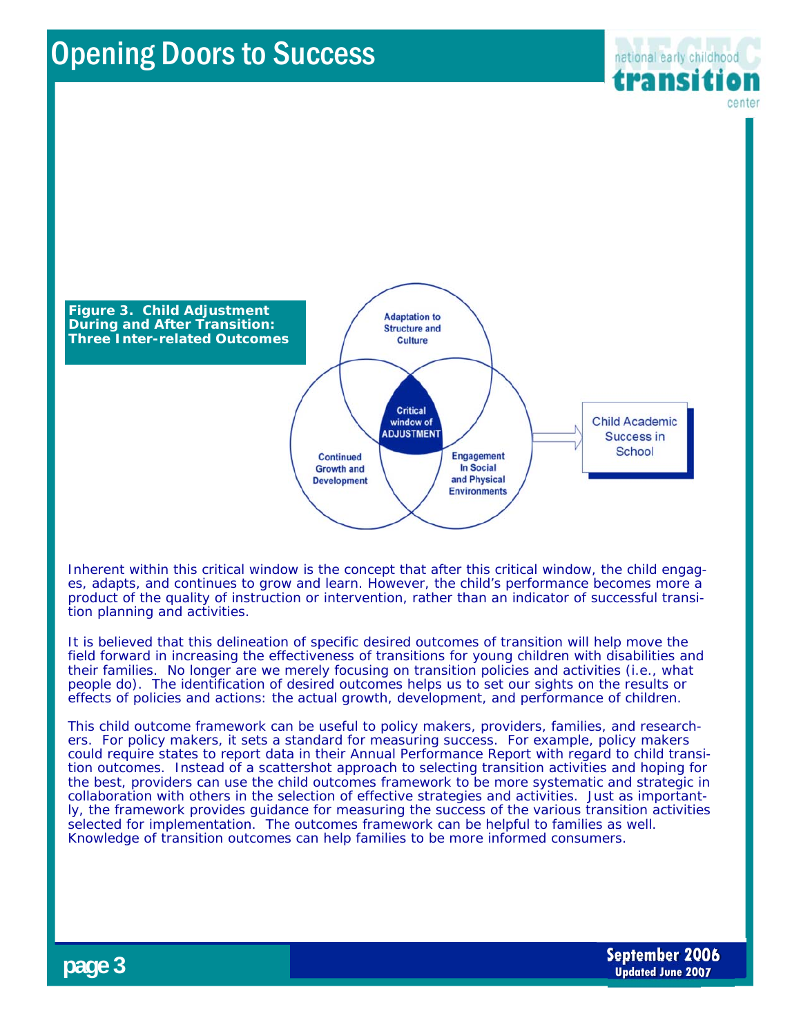**Figure 3. Child Adjustment During and After Transition: Three Inter-related Outcomes**

Adaptation to Structure and Culture

Critical window of ADJUSTMENT

Continued Growth and Development

Engagement In Social and Physical Environments

Child Academic Success in School

Inherent within this critical window is the concept that after this critical window, the child engages, adapts, and continues to grow and learn. However, the child's performance becomes more a product of the quality of instruction or intervention, rather than an indicator of successful transition planning and activities.

It is believed that this delineation of specific desired outcomes of transition will help move the field forward in increasing the effectiveness of transitions for young children with disabilities and their families. No longer are we merely focusing on transition policies and activities (i.e., what people do). The identification of desired outcomes helps us to set our sights on the results or effects of policies and actions: the actual growth, development, and performance of children.

This child outcome framework can be useful to policy makers, providers, families, and researchers. For policy makers, it sets a standard for measuring success. For example, policy makers could require states to report data in their Annual Performance Report with regard to child transition outcomes. Instead of a scattershot approach to selecting transition activities and hoping for the best, providers can use the child outcomes framework to be more systematic and strategic in collaboration with others in the selection of effective strategies and activities. Just as importantly, the framework provides guidance for measuring the success of the various transition activities selected for implementation. The outcomes framework can be helpful to families as well. Knowledge of transition outcomes can help families to be more informed consumers.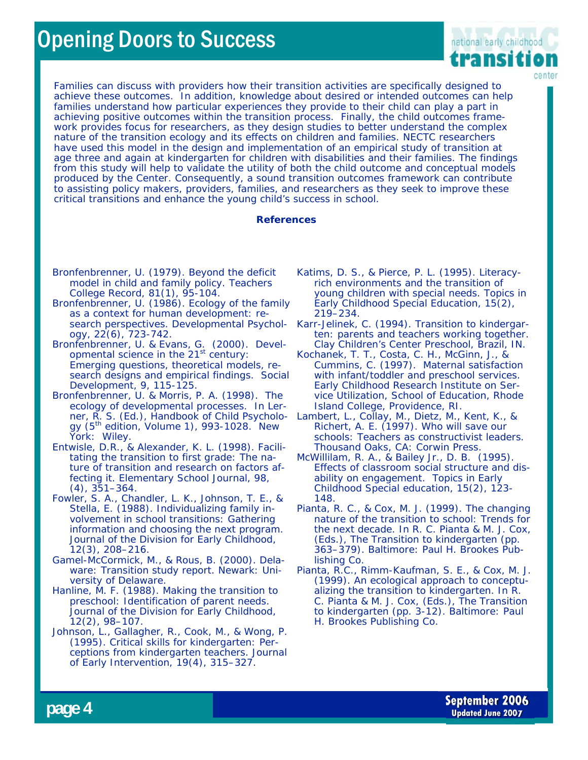Families can discuss with providers how their transition activities are specifically designed to achieve these outcomes. In addition, knowledge about desired or intended outcomes can help families understand how particular experiences they provide to their child can play a part in achieving positive outcomes within the transition process. Finally, the child outcomes framework provides focus for researchers, as they design studies to better understand the complex nature of the transition ecology and its effects on children and families. NECTC researchers have used this model in the design and implementation of an empirical study of transition at age three and again at kindergarten for children with disabilities and their families. The findings from this study will help to validate the utility of both the child outcome and conceptual models produced by the Center. Consequently, a sound transition outcomes framework can contribute to assisting policy makers, providers, families, and researchers as they seek to improve these critical transitions and enhance the young child's success in school.

**References**

Bronfenbrenner, U. (1979). Beyond the deficit model in child and family policy. Teachers College Record, 81(1), 95-104.

Bronfenbrenner, U. (1986). Ecology of the family as a context for human development: research perspectives. Developmental Psychology, 22(6), 723-742.

Bronfenbrenner, U. & Evans, G. (2000). Developmental science in the 21st century: Emerging questions, theoretical models, research designs and empirical findings. Social Development, 9, 115-125.

Bronfenbrenner, U. & Morris, P. A. (1998). The ecology of developmental processes. In Lerner, R. S. (Ed.), Handbook of Child Psychology (5th edition, Volume 1), 993-1028. New York: Wiley.

Entwisle, D.R., & Alexander, K. L. (1998). Facilitating the transition to first grade: The nature of transition and research on factors affecting it. Elementary School Journal, 98, (4), 351–364.

Fowler, S. A., Chandler, L. K., Johnson, T. E., & Stella, E. (1988). Individualizing family involvement in school transitions: Gathering information and choosing the next program. Journal of the Division for Early Childhood, 12(3), 208–216.

Gamel-McCormick, M., & Rous, B. (2000). Delaware: Transition study report. Newark: University of Delaware.

Hanline, M. F. (1988). Making the transition to preschool: Identification of parent needs. Journal of the Division for Early Childhood, 12(2), 98–107.

Johnson, L., Gallagher, R., Cook, M., & Wong, P. (1995). Critical skills for kindergarten: Perceptions from kindergarten teachers. Journal of Early Intervention, 19(4), 315–327.

Katims, D. S., & Pierce, P. L. (1995). Literacy-rich environments and the transition of young children with special needs. Topics in Early Childhood Special Education, 15(2), 219–234.

Karr-Jelinek, C. (1994). Transition to kindergarten: parents and teachers working together. Clay Children's Center Preschool, Brazil, IN.

Kochanek, T. T., Costa, C. H., McGinn, J., & Cummins, C. (1997). Maternal satisfaction with infant/toddler and preschool services. Early Childhood Research Institute on Service Utilization, School of Education, Rhode Island College, Providence, RI.

Lambert, L., Collay, M., Dietz, M., Kent, K., & Richert, A. E. (1997). Who will save our schools: Teachers as constructivist leaders. Thousand Oaks, CA: Corwin Press.

McWillilam, R. A., & Bailey Jr., D. B. (1995). Effects of classroom social structure and disability on engagement. Topics in Early Childhood Special education, 15(2), 123-148.

Pianta, R. C., & Cox, M. J. (1999). The changing nature of the transition to school: Trends for the next decade. In R. C. Pianta & M. J. Cox, (Eds.), The Transition to kindergarten (pp. 363–379). Baltimore: Paul H. Brookes Publishing Co.

Pianta, R.C., Rimm-Kaufman, S. E., & Cox, M. J. (1999). An ecological approach to conceptualizing the transition to kindergarten. In R. C. Pianta & M. J. Cox, (Eds.), The Transition to kindergarten (pp. 3-12). Baltimore: Paul H. Brookes Publishing Co.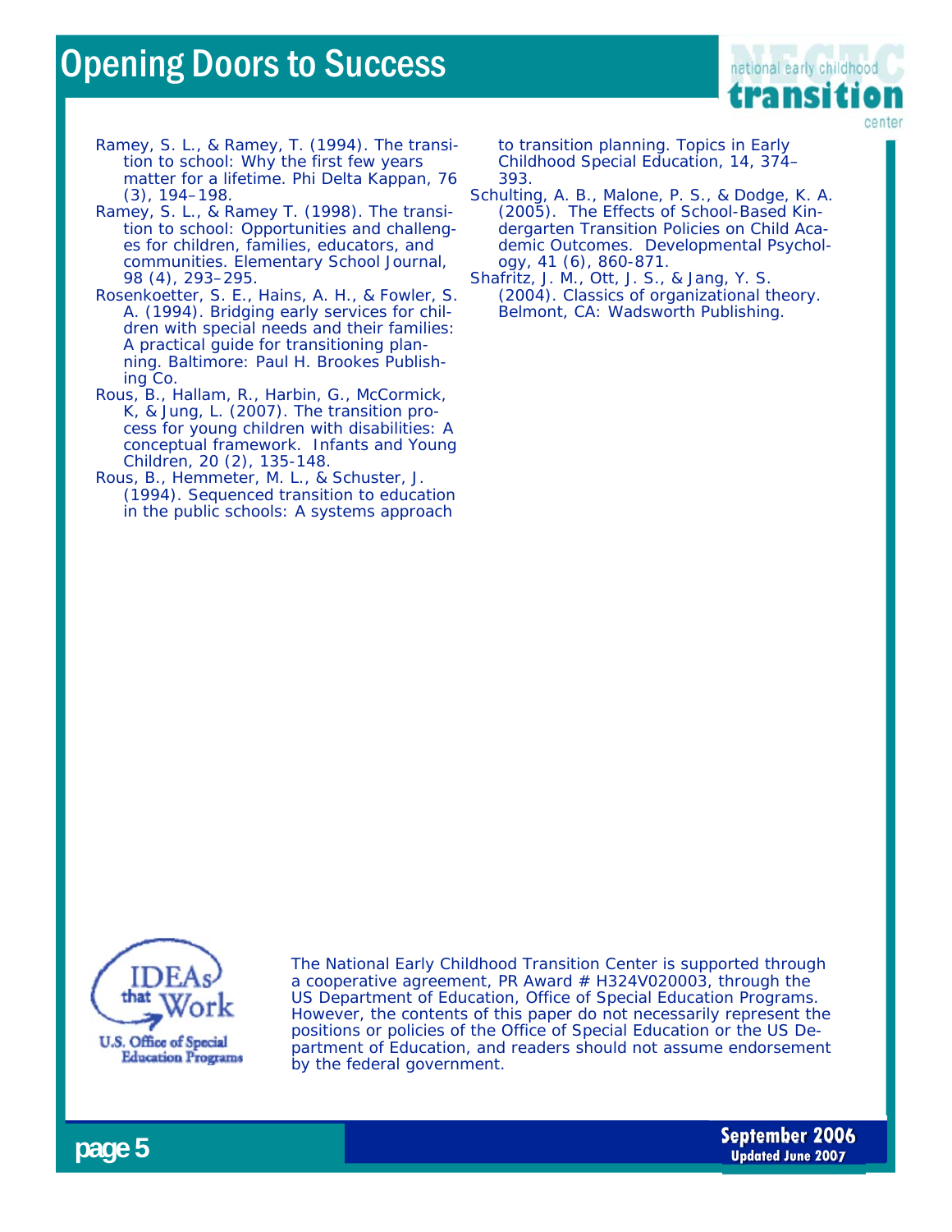Ramey, S. L., & Ramey, T. (1994). The transition to school: Why the first few years matter for a lifetime. Phi Delta Kappan, 76 (3), 194–198.

Ramey, S. L., & Ramey T. (1998). The transition to school: Opportunities and challenges for children, families, educators, and communities. Elementary School Journal, 98 (4), 293–295.

Rosenkoetter, S. E., Hains, A. H., & Fowler, S. A. (1994). Bridging early services for children with special needs and their families: A practical guide for transitioning planning. Baltimore: Paul H. Brookes Publishing Co.

Rous, B., Hallam, R., Harbin, G., McCormick, K, & Jung, L. (2007). The transition process for young children with disabilities: A conceptual framework. Infants and Young Children, 20 (2), 135-148.

Rous, B., Hemmeter, M. L., & Schuster, J. (1994). Sequenced transition to education in the public schools: A systems approach to transition planning. Topics in Early Childhood Special Education, 14, 374–393.

Schulting, A. B., Malone, P. S., & Dodge, K. A. (2005). The Effects of School-Based Kindergarten Transition Policies on Child Academic Outcomes. Developmental Psychology, 41 (6), 860-871.

Shafritz, J. M., Ott, J. S., & Jang, Y. S. (2004). Classics of organizational theory. Belmont, CA: Wadsworth Publishing.

The National Early Childhood Transition Center is supported through a cooperative agreement, PR Award # H324V020003, through the US Department of Education, Office of Special Education Programs. However, the contents of this paper do not necessarily represent the positions or policies of the Office of Special Education or the US Department of Education, and readers should not assume endorsement by the federal government.